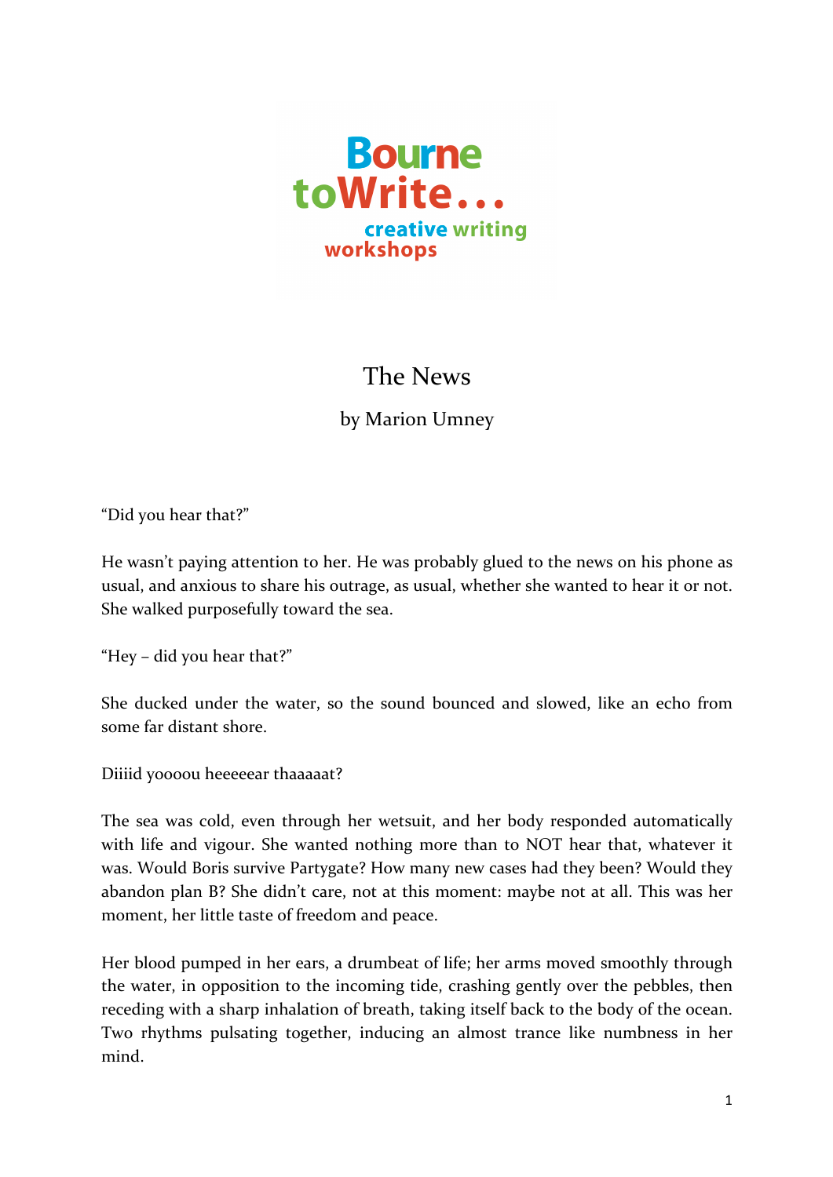Bourne toWrite...
creative writing workshops

# The News

by Marion Umney

“Did you hear that?”

He wasn’t paying attention to her. He was probably glued to the news on his phone as usual, and anxious to share his outrage, as usual, whether she wanted to hear it or not. She walked purposefully toward the sea.

“Hey – did you hear that?”

She ducked under the water, so the sound bounced and slowed, like an echo from some far distant shore.

Diiiid yoooou heeeeear thaaaaat?

The sea was cold, even through her wetsuit, and her body responded automatically with life and vigour. She wanted nothing more than to NOT hear that, whatever it was. Would Boris survive Partygate? How many new cases had they been? Would they abandon plan B? She didn’t care, not at this moment: maybe not at all. This was her moment, her little taste of freedom and peace.

Her blood pumped in her ears, a drumbeat of life; her arms moved smoothly through the water, in opposition to the incoming tide, crashing gently over the pebbles, then receding with a sharp inhalation of breath, taking itself back to the body of the ocean. Two rhythms pulsating together, inducing an almost trance like numbness in her mind.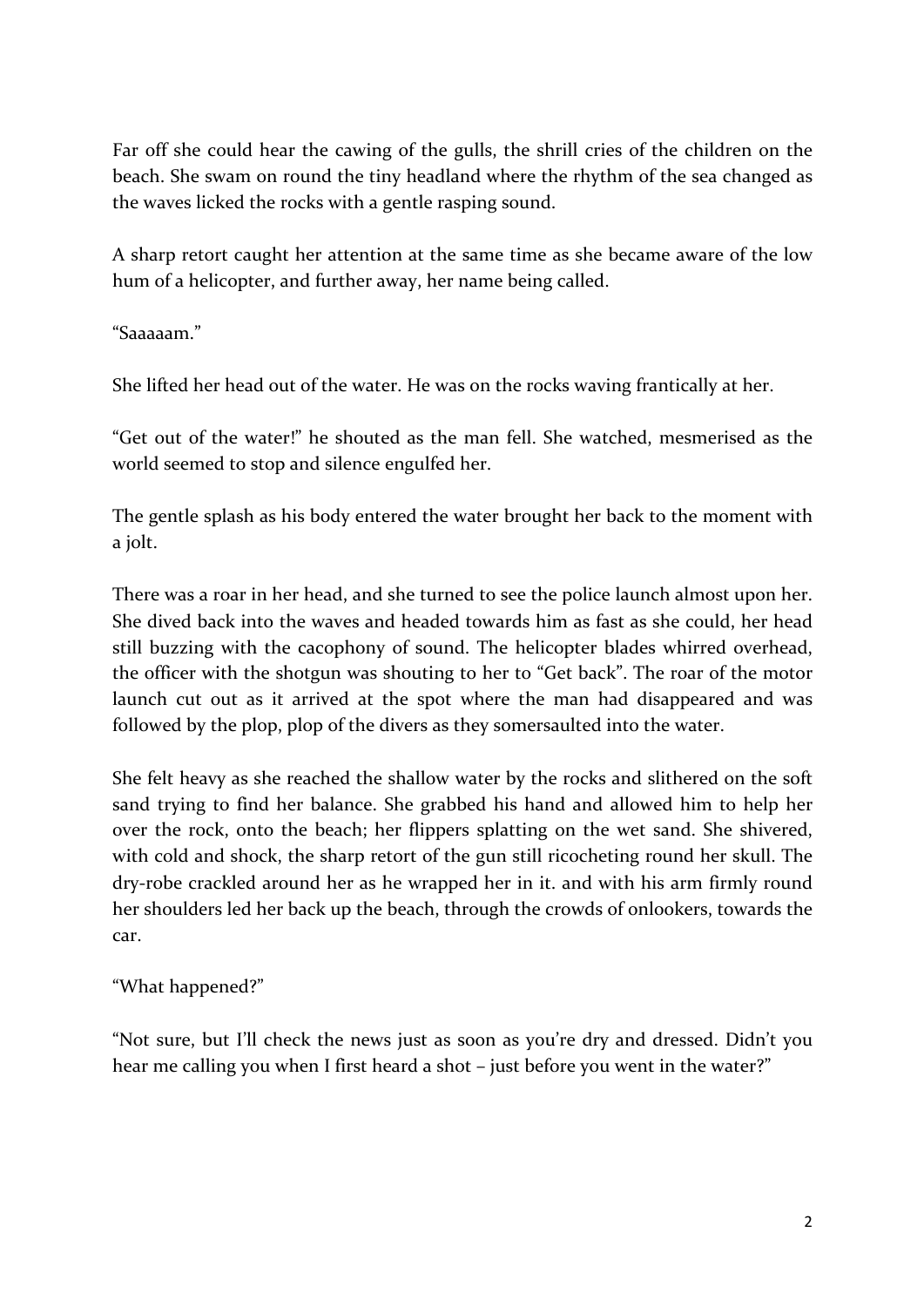Far off she could hear the cawing of the gulls, the shrill cries of the children on the beach. She swam on round the tiny headland where the rhythm of the sea changed as the waves licked the rocks with a gentle rasping sound.

A sharp retort caught her attention at the same time as she became aware of the low hum of a helicopter, and further away, her name being called.

"Saaaaam."

She lifted her head out of the water. He was on the rocks waving frantically at her.

"Get out of the water!" he shouted as the man fell. She watched, mesmerised as the world seemed to stop and silence engulfed her.

The gentle splash as his body entered the water brought her back to the moment with a jolt.

There was a roar in her head, and she turned to see the police launch almost upon her. She dived back into the waves and headed towards him as fast as she could, her head still buzzing with the cacophony of sound. The helicopter blades whirred overhead, the officer with the shotgun was shouting to her to "Get back". The roar of the motor launch cut out as it arrived at the spot where the man had disappeared and was followed by the plop, plop of the divers as they somersaulted into the water.

She felt heavy as she reached the shallow water by the rocks and slithered on the soft sand trying to find her balance. She grabbed his hand and allowed him to help her over the rock, onto the beach; her flippers splatting on the wet sand. She shivered, with cold and shock, the sharp retort of the gun still ricocheting round her skull. The dry-robe crackled around her as he wrapped her in it. and with his arm firmly round her shoulders led her back up the beach, through the crowds of onlookers, towards the car.

"What happened?"

"Not sure, but I'll check the news just as soon as you're dry and dressed. Didn't you hear me calling you when I first heard a shot – just before you went in the water?"